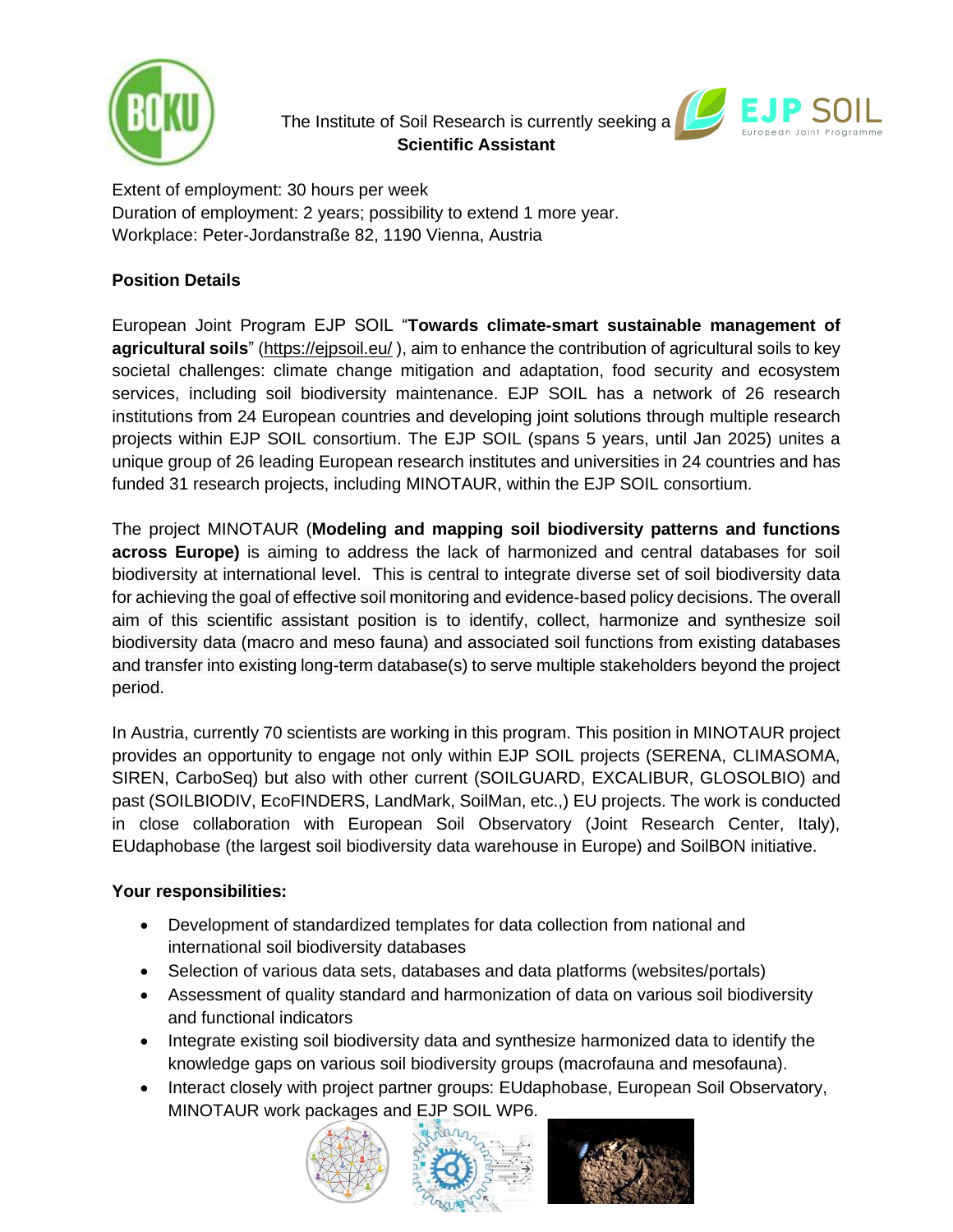The Institute of Soil Research is currently seeking a **Scientific Assistant**

Extent of employment: 30 hours per week
Duration of employment: 2 years; possibility to extend 1 more year.
Workplace: Peter-Jordanstraße 82, 1190 Vienna, Austria

**Position Details**

European Joint Program EJP SOIL "**Towards climate-smart sustainable management of agricultural soils**" (https://ejpsoil.eu/ ), aim to enhance the contribution of agricultural soils to key societal challenges: climate change mitigation and adaptation, food security and ecosystem services, including soil biodiversity maintenance. EJP SOIL has a network of 26 research institutions from 24 European countries and developing joint solutions through multiple research projects within EJP SOIL consortium. The EJP SOIL (spans 5 years, until Jan 2025) unites a unique group of 26 leading European research institutes and universities in 24 countries and has funded 31 research projects, including MINOTAUR, within the EJP SOIL consortium.

The project MINOTAUR (**Modeling and mapping soil biodiversity patterns and functions across Europe)** is aiming to address the lack of harmonized and central databases for soil biodiversity at international level. This is central to integrate diverse set of soil biodiversity data for achieving the goal of effective soil monitoring and evidence-based policy decisions. The overall aim of this scientific assistant position is to identify, collect, harmonize and synthesize soil biodiversity data (macro and meso fauna) and associated soil functions from existing databases and transfer into existing long-term database(s) to serve multiple stakeholders beyond the project period.

In Austria, currently 70 scientists are working in this program. This position in MINOTAUR project provides an opportunity to engage not only within EJP SOIL projects (SERENA, CLIMASOMA, SIREN, CarboSeq) but also with other current (SOILGUARD, EXCALIBUR, GLOSOLBIO) and past (SOILBIODIV, EcoFINDERS, LandMark, SoilMan, etc.,) EU projects. The work is conducted in close collaboration with European Soil Observatory (Joint Research Center, Italy), EUdaphobase (the largest soil biodiversity data warehouse in Europe) and SoilBON initiative.

**Your responsibilities:**

- Development of standardized templates for data collection from national and international soil biodiversity databases
- Selection of various data sets, databases and data platforms (websites/portals)
- Assessment of quality standard and harmonization of data on various soil biodiversity and functional indicators
- Integrate existing soil biodiversity data and synthesize harmonized data to identify the knowledge gaps on various soil biodiversity groups (macrofauna and mesofauna).
- Interact closely with project partner groups: EUdaphobase, European Soil Observatory, MINOTAUR work packages and EJP SOIL WP6.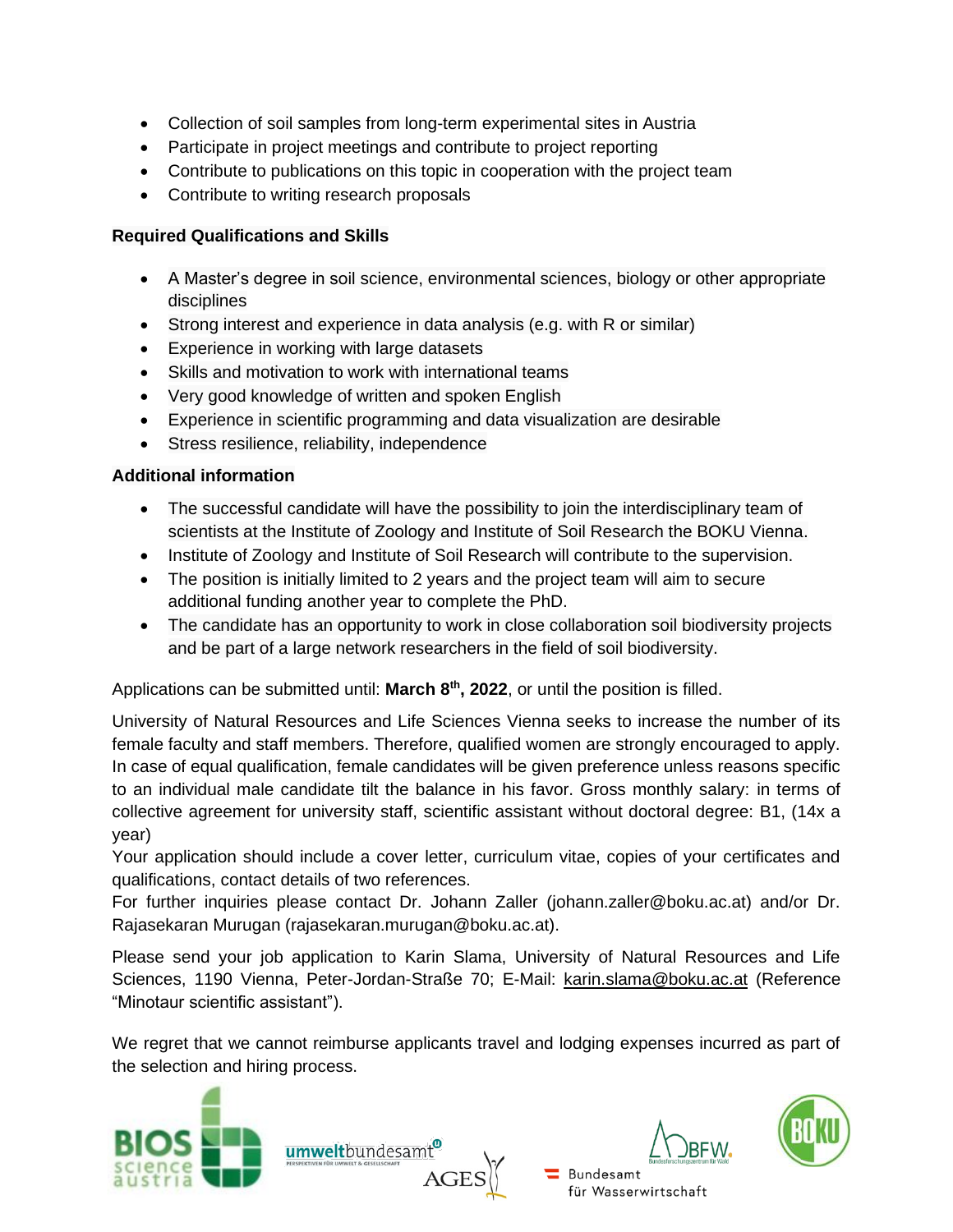- Collection of soil samples from long-term experimental sites in Austria
- Participate in project meetings and contribute to project reporting
- Contribute to publications on this topic in cooperation with the project team
- Contribute to writing research proposals

**Required Qualifications and Skills**

- A Master's degree in soil science, environmental sciences, biology or other appropriate disciplines
- Strong interest and experience in data analysis (e.g. with R or similar)
- Experience in working with large datasets
- Skills and motivation to work with international teams
- Very good knowledge of written and spoken English
- Experience in scientific programming and data visualization are desirable
- Stress resilience, reliability, independence

**Additional information**

- The successful candidate will have the possibility to join the interdisciplinary team of scientists at the Institute of Zoology and Institute of Soil Research the BOKU Vienna.
- Institute of Zoology and Institute of Soil Research will contribute to the supervision.
- The position is initially limited to 2 years and the project team will aim to secure additional funding another year to complete the PhD.
- The candidate has an opportunity to work in close collaboration soil biodiversity projects and be part of a large network researchers in the field of soil biodiversity.

Applications can be submitted until: **March 8th, 2022**, or until the position is filled.

University of Natural Resources and Life Sciences Vienna seeks to increase the number of its female faculty and staff members. Therefore, qualified women are strongly encouraged to apply. In case of equal qualification, female candidates will be given preference unless reasons specific to an individual male candidate tilt the balance in his favor. Gross monthly salary: in terms of collective agreement for university staff, scientific assistant without doctoral degree: B1, (14x a year)
Your application should include a cover letter, curriculum vitae, copies of your certificates and qualifications, contact details of two references.
For further inquiries please contact Dr. Johann Zaller (johann.zaller@boku.ac.at) and/or Dr. Rajasekaran Murugan (rajasekaran.murugan@boku.ac.at).

Please send your job application to Karin Slama, University of Natural Resources and Life Sciences, 1190 Vienna, Peter-Jordan-Straße 70; E-Mail: karin.slama@boku.ac.at (Reference "Minotaur scientific assistant").

We regret that we cannot reimburse applicants travel and lodging expenses incurred as part of the selection and hiring process.